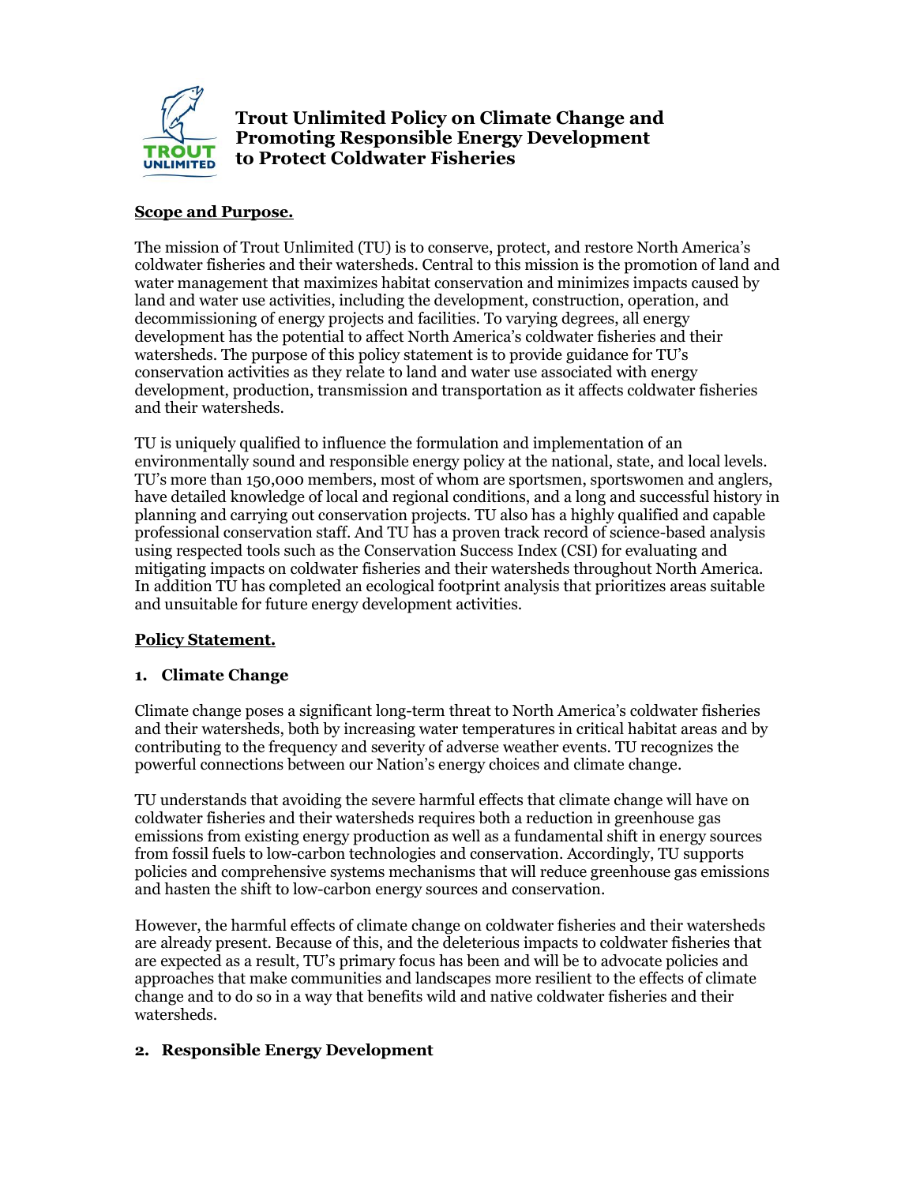# Trout Unlimited Policy on Climate Change and Promoting Responsible Energy Development to Protect Coldwater Fisheries

**Scope and Purpose.**

The mission of Trout Unlimited (TU) is to conserve, protect, and restore North America's coldwater fisheries and their watersheds. Central to this mission is the promotion of land and water management that maximizes habitat conservation and minimizes impacts caused by land and water use activities, including the development, construction, operation, and decommissioning of energy projects and facilities. To varying degrees, all energy development has the potential to affect North America's coldwater fisheries and their watersheds. The purpose of this policy statement is to provide guidance for TU's conservation activities as they relate to land and water use associated with energy development, production, transmission and transportation as it affects coldwater fisheries and their watersheds.

TU is uniquely qualified to influence the formulation and implementation of an environmentally sound and responsible energy policy at the national, state, and local levels. TU's more than 150,000 members, most of whom are sportsmen, sportswomen and anglers, have detailed knowledge of local and regional conditions, and a long and successful history in planning and carrying out conservation projects. TU also has a highly qualified and capable professional conservation staff. And TU has a proven track record of science-based analysis using respected tools such as the Conservation Success Index (CSI) for evaluating and mitigating impacts on coldwater fisheries and their watersheds throughout North America. In addition TU has completed an ecological footprint analysis that prioritizes areas suitable and unsuitable for future energy development activities.

**Policy Statement.**

### 1. Climate Change

Climate change poses a significant long-term threat to North America's coldwater fisheries and their watersheds, both by increasing water temperatures in critical habitat areas and by contributing to the frequency and severity of adverse weather events. TU recognizes the powerful connections between our Nation's energy choices and climate change.

TU understands that avoiding the severe harmful effects that climate change will have on coldwater fisheries and their watersheds requires both a reduction in greenhouse gas emissions from existing energy production as well as a fundamental shift in energy sources from fossil fuels to low-carbon technologies and conservation. Accordingly, TU supports policies and comprehensive systems mechanisms that will reduce greenhouse gas emissions and hasten the shift to low-carbon energy sources and conservation.

However, the harmful effects of climate change on coldwater fisheries and their watersheds are already present. Because of this, and the deleterious impacts to coldwater fisheries that are expected as a result, TU's primary focus has been and will be to advocate policies and approaches that make communities and landscapes more resilient to the effects of climate change and to do so in a way that benefits wild and native coldwater fisheries and their watersheds.

### 2. Responsible Energy Development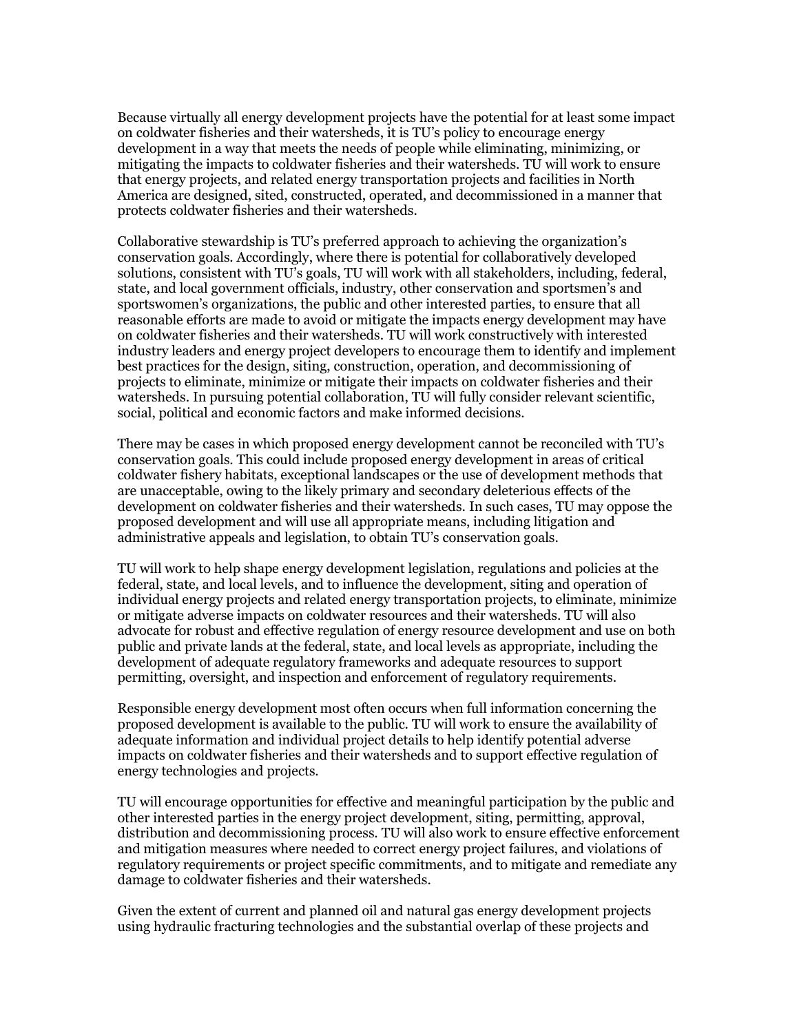Because virtually all energy development projects have the potential for at least some impact on coldwater fisheries and their watersheds, it is TU's policy to encourage energy development in a way that meets the needs of people while eliminating, minimizing, or mitigating the impacts to coldwater fisheries and their watersheds. TU will work to ensure that energy projects, and related energy transportation projects and facilities in North America are designed, sited, constructed, operated, and decommissioned in a manner that protects coldwater fisheries and their watersheds.

Collaborative stewardship is TU's preferred approach to achieving the organization's conservation goals. Accordingly, where there is potential for collaboratively developed solutions, consistent with TU's goals, TU will work with all stakeholders, including, federal, state, and local government officials, industry, other conservation and sportsmen's and sportswomen's organizations, the public and other interested parties, to ensure that all reasonable efforts are made to avoid or mitigate the impacts energy development may have on coldwater fisheries and their watersheds. TU will work constructively with interested industry leaders and energy project developers to encourage them to identify and implement best practices for the design, siting, construction, operation, and decommissioning of projects to eliminate, minimize or mitigate their impacts on coldwater fisheries and their watersheds. In pursuing potential collaboration, TU will fully consider relevant scientific, social, political and economic factors and make informed decisions.

There may be cases in which proposed energy development cannot be reconciled with TU's conservation goals. This could include proposed energy development in areas of critical coldwater fishery habitats, exceptional landscapes or the use of development methods that are unacceptable, owing to the likely primary and secondary deleterious effects of the development on coldwater fisheries and their watersheds. In such cases, TU may oppose the proposed development and will use all appropriate means, including litigation and administrative appeals and legislation, to obtain TU's conservation goals.

TU will work to help shape energy development legislation, regulations and policies at the federal, state, and local levels, and to influence the development, siting and operation of individual energy projects and related energy transportation projects, to eliminate, minimize or mitigate adverse impacts on coldwater resources and their watersheds. TU will also advocate for robust and effective regulation of energy resource development and use on both public and private lands at the federal, state, and local levels as appropriate, including the development of adequate regulatory frameworks and adequate resources to support permitting, oversight, and inspection and enforcement of regulatory requirements.

Responsible energy development most often occurs when full information concerning the proposed development is available to the public. TU will work to ensure the availability of adequate information and individual project details to help identify potential adverse impacts on coldwater fisheries and their watersheds and to support effective regulation of energy technologies and projects.

TU will encourage opportunities for effective and meaningful participation by the public and other interested parties in the energy project development, siting, permitting, approval, distribution and decommissioning process. TU will also work to ensure effective enforcement and mitigation measures where needed to correct energy project failures, and violations of regulatory requirements or project specific commitments, and to mitigate and remediate any damage to coldwater fisheries and their watersheds.

Given the extent of current and planned oil and natural gas energy development projects using hydraulic fracturing technologies and the substantial overlap of these projects and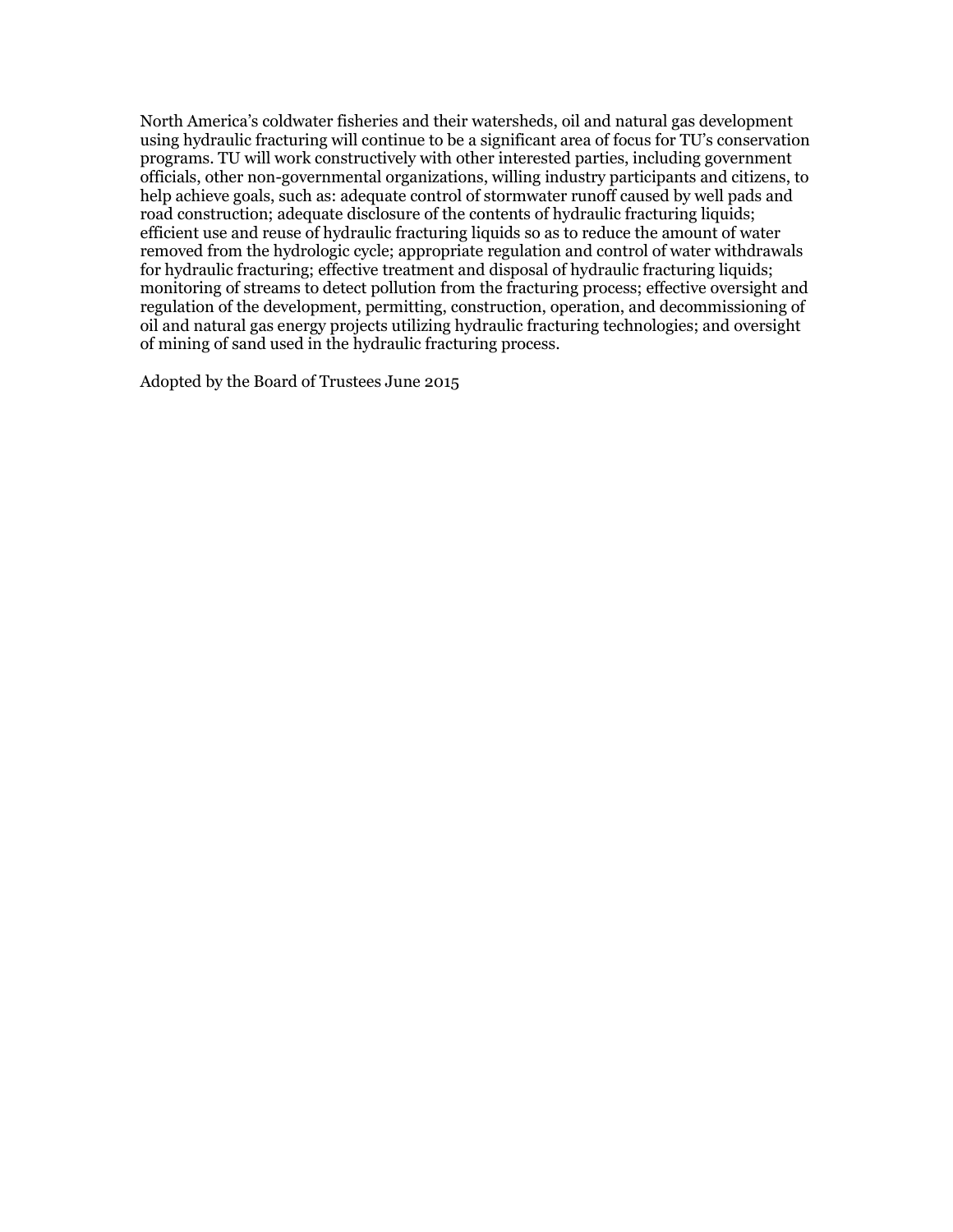North America's coldwater fisheries and their watersheds, oil and natural gas development using hydraulic fracturing will continue to be a significant area of focus for TU's conservation programs. TU will work constructively with other interested parties, including government officials, other non-governmental organizations, willing industry participants and citizens, to help achieve goals, such as: adequate control of stormwater runoff caused by well pads and road construction; adequate disclosure of the contents of hydraulic fracturing liquids; efficient use and reuse of hydraulic fracturing liquids so as to reduce the amount of water removed from the hydrologic cycle; appropriate regulation and control of water withdrawals for hydraulic fracturing; effective treatment and disposal of hydraulic fracturing liquids; monitoring of streams to detect pollution from the fracturing process; effective oversight and regulation of the development, permitting, construction, operation, and decommissioning of oil and natural gas energy projects utilizing hydraulic fracturing technologies; and oversight of mining of sand used in the hydraulic fracturing process.

Adopted by the Board of Trustees June 2015